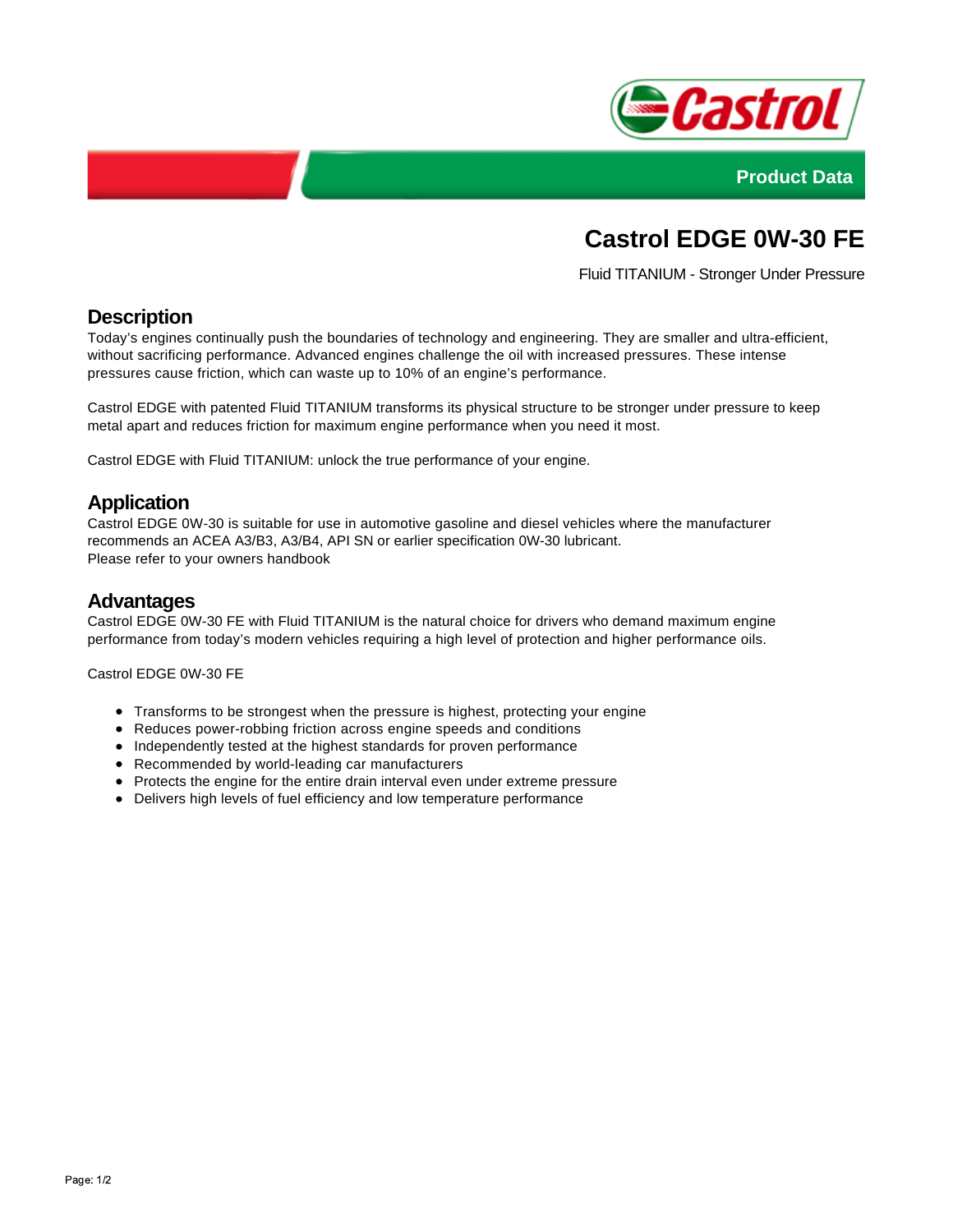Product Data

# Castrol EDGE 0W-30 FE

Fluid TITANIUM - Stronger Under Pressure

## Description

Today's engines continually push the boundaries of technology and engineering. They are smaller and ultra-efficient, without sacrificing performance. Advanced engines challenge the oil with increased pressures. These intense pressures cause friction, which can waste up to 10% of an engine's performance.

Castrol EDGE with patented Fluid TITANIUM transforms its physical structure to be stronger under pressure to keep metal apart and reduces friction for maximum engine performance when you need it most.

Castrol EDGE with Fluid TITANIUM: unlock the true performance of your engine.

## Application

Castrol EDGE 0W-30 is suitable for use in automotive gasoline and diesel vehicles where the manufacturer recommends an ACEA A3/B3, A3/B4, API SN or earlier specification 0W-30 lubricant.
Please refer to your owners handbook

## Advantages

Castrol EDGE 0W-30 FE with Fluid TITANIUM is the natural choice for drivers who demand maximum engine performance from today's modern vehicles requiring a high level of protection and higher performance oils.

Castrol EDGE 0W-30 FE

- Transforms to be strongest when the pressure is highest, protecting your engine
- Reduces power-robbing friction across engine speeds and conditions
- Independently tested at the highest standards for proven performance
- Recommended by world-leading car manufacturers
- Protects the engine for the entire drain interval even under extreme pressure
- Delivers high levels of fuel efficiency and low temperature performance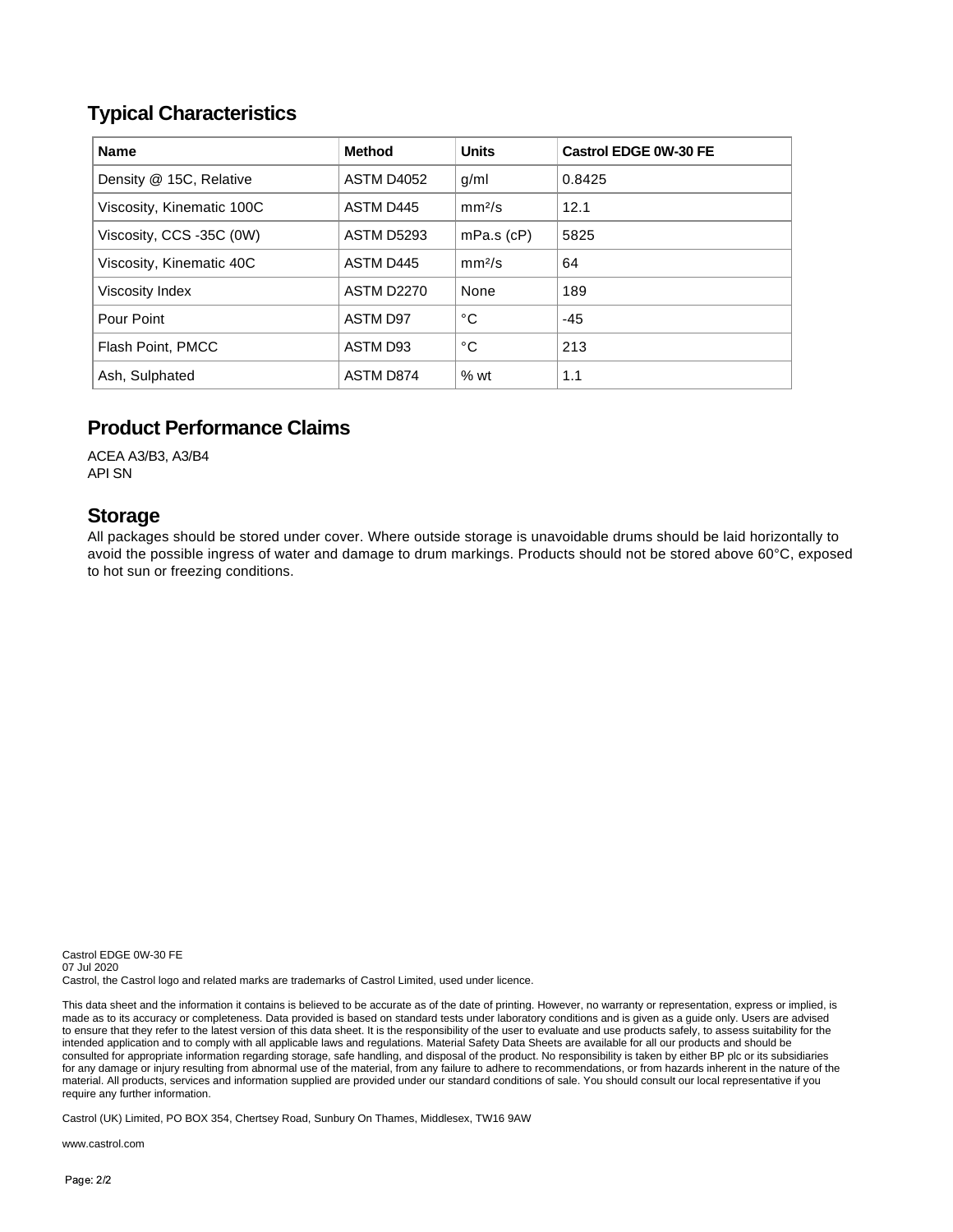## Typical Characteristics

| Name | Method | Units | Castrol EDGE 0W-30 FE |
|---|---|---|---|
| Density @ 15C, Relative | ASTM D4052 | g/ml | 0.8425 |
| Viscosity, Kinematic 100C | ASTM D445 | mm²/s | 12.1 |
| Viscosity, CCS -35C (0W) | ASTM D5293 | mPa.s (cP) | 5825 |
| Viscosity, Kinematic 40C | ASTM D445 | mm²/s | 64 |
| Viscosity Index | ASTM D2270 | None | 189 |
| Pour Point | ASTM D97 | °C | -45 |
| Flash Point, PMCC | ASTM D93 | °C | 213 |
| Ash, Sulphated | ASTM D874 | % wt | 1.1 |

## Product Performance Claims

ACEA A3/B3, A3/B4
API SN

## Storage

All packages should be stored under cover. Where outside storage is unavoidable drums should be laid horizontally to avoid the possible ingress of water and damage to drum markings. Products should not be stored above 60°C, exposed to hot sun or freezing conditions.

Castrol EDGE 0W-30 FE
07 Jul 2020
Castrol, the Castrol logo and related marks are trademarks of Castrol Limited, used under licence.

This data sheet and the information it contains is believed to be accurate as of the date of printing. However, no warranty or representation, express or implied, is made as to its accuracy or completeness. Data provided is based on standard tests under laboratory conditions and is given as a guide only. Users are advised to ensure that they refer to the latest version of this data sheet. It is the responsibility of the user to evaluate and use products safely, to assess suitability for the intended application and to comply with all applicable laws and regulations. Material Safety Data Sheets are available for all our products and should be consulted for appropriate information regarding storage, safe handling, and disposal of the product. No responsibility is taken by either BP plc or its subsidiaries for any damage or injury resulting from abnormal use of the material, from any failure to adhere to recommendations, or from hazards inherent in the nature of the material. All products, services and information supplied are provided under our standard conditions of sale. You should consult our local representative if you require any further information.

Castrol (UK) Limited, PO BOX 354, Chertsey Road, Sunbury On Thames, Middlesex, TW16 9AW

www.castrol.com